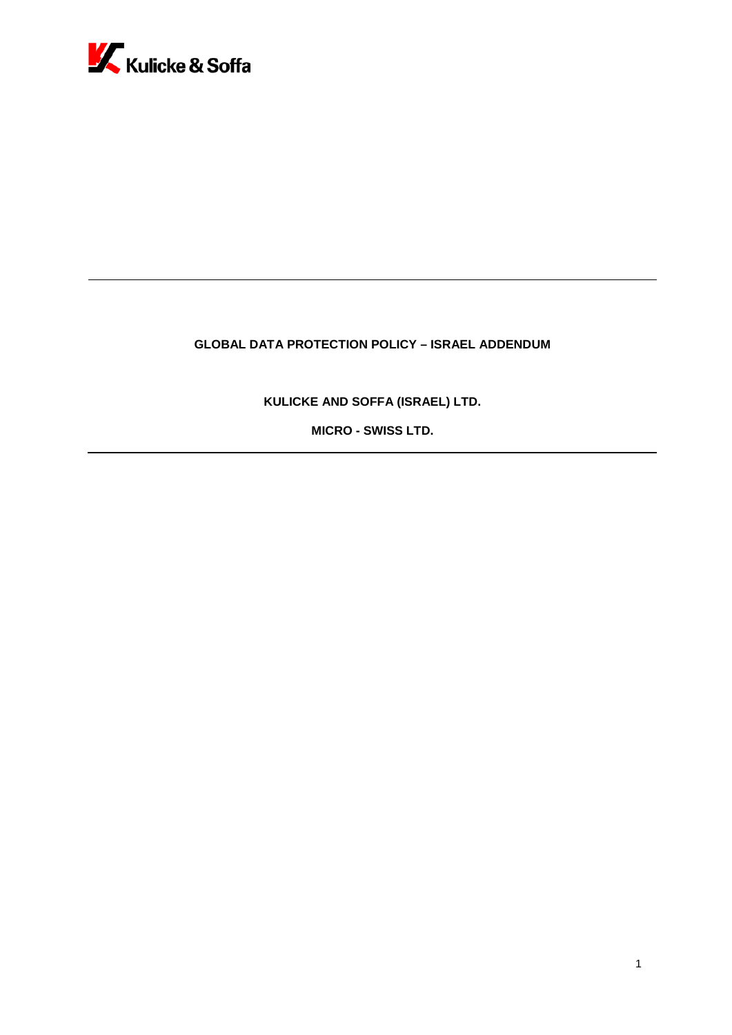Kulicke & Soffa

# GLOBAL DATA PROTECTION POLICY – ISRAEL ADDENDUM

**KULICKE AND SOFFA (ISRAEL) LTD.**

**MICRO - SWISS LTD.**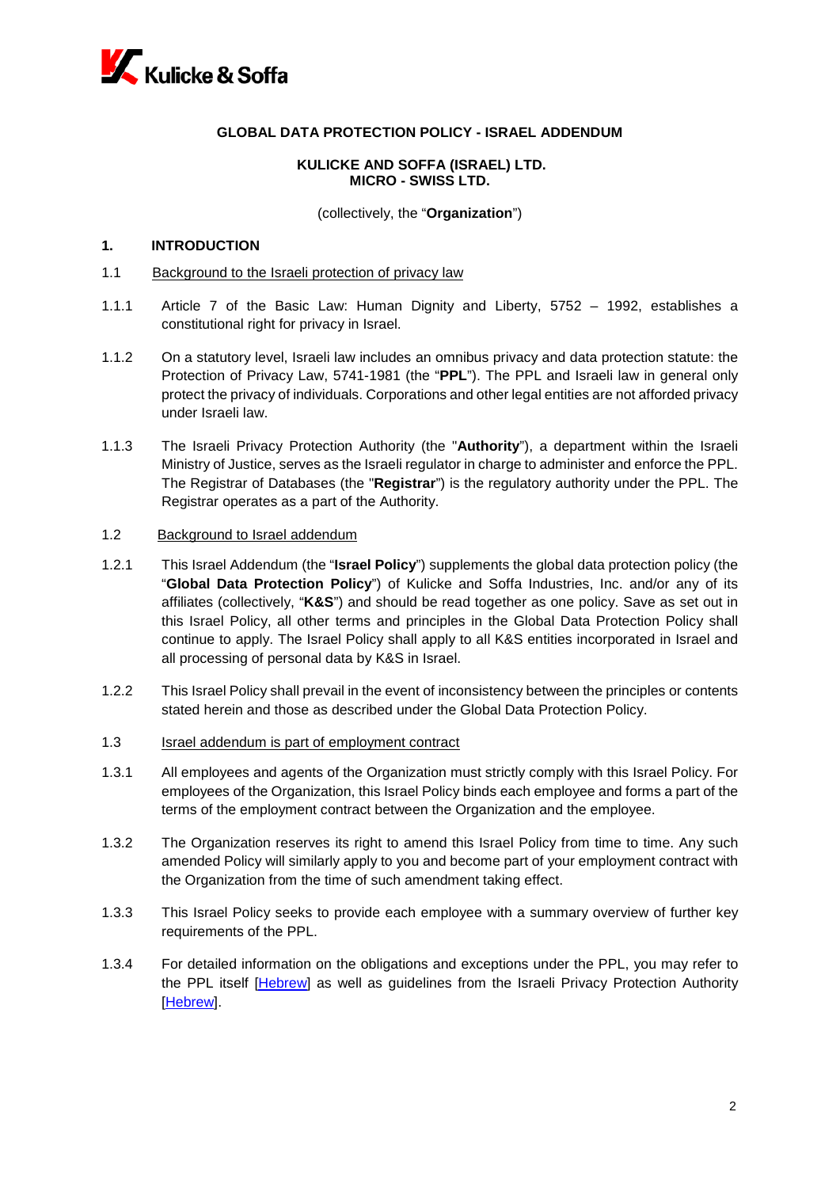**GLOBAL DATA PROTECTION POLICY - ISRAEL ADDENDUM**

**KULICKE AND SOFFA (ISRAEL) LTD.**
**MICRO - SWISS LTD.**

(collectively, the "**Organization**")

## 1. INTRODUCTION

### 1.1 Background to the Israeli protection of privacy law

1.1.1 Article 7 of the Basic Law: Human Dignity and Liberty, 5752 – 1992, establishes a constitutional right for privacy in Israel.

1.1.2 On a statutory level, Israeli law includes an omnibus privacy and data protection statute: the Protection of Privacy Law, 5741-1981 (the "**PPL**"). The PPL and Israeli law in general only protect the privacy of individuals. Corporations and other legal entities are not afforded privacy under Israeli law.

1.1.3 The Israeli Privacy Protection Authority (the "**Authority**"), a department within the Israeli Ministry of Justice, serves as the Israeli regulator in charge to administer and enforce the PPL. The Registrar of Databases (the "**Registrar**") is the regulatory authority under the PPL. The Registrar operates as a part of the Authority.

### 1.2 Background to Israel addendum

1.2.1 This Israel Addendum (the "**Israel Policy**") supplements the global data protection policy (the "**Global Data Protection Policy**") of Kulicke and Soffa Industries, Inc. and/or any of its affiliates (collectively, "**K&S**") and should be read together as one policy. Save as set out in this Israel Policy, all other terms and principles in the Global Data Protection Policy shall continue to apply. The Israel Policy shall apply to all K&S entities incorporated in Israel and all processing of personal data by K&S in Israel.

1.2.2 This Israel Policy shall prevail in the event of inconsistency between the principles or contents stated herein and those as described under the Global Data Protection Policy.

### 1.3 Israel addendum is part of employment contract

1.3.1 All employees and agents of the Organization must strictly comply with this Israel Policy. For employees of the Organization, this Israel Policy binds each employee and forms a part of the terms of the employment contract between the Organization and the employee.

1.3.2 The Organization reserves its right to amend this Israel Policy from time to time. Any such amended Policy will similarly apply to you and become part of your employment contract with the Organization from the time of such amendment taking effect.

1.3.3 This Israel Policy seeks to provide each employee with a summary overview of further key requirements of the PPL.

1.3.4 For detailed information on the obligations and exceptions under the PPL, you may refer to the PPL itself [Hebrew] as well as guidelines from the Israeli Privacy Protection Authority [Hebrew].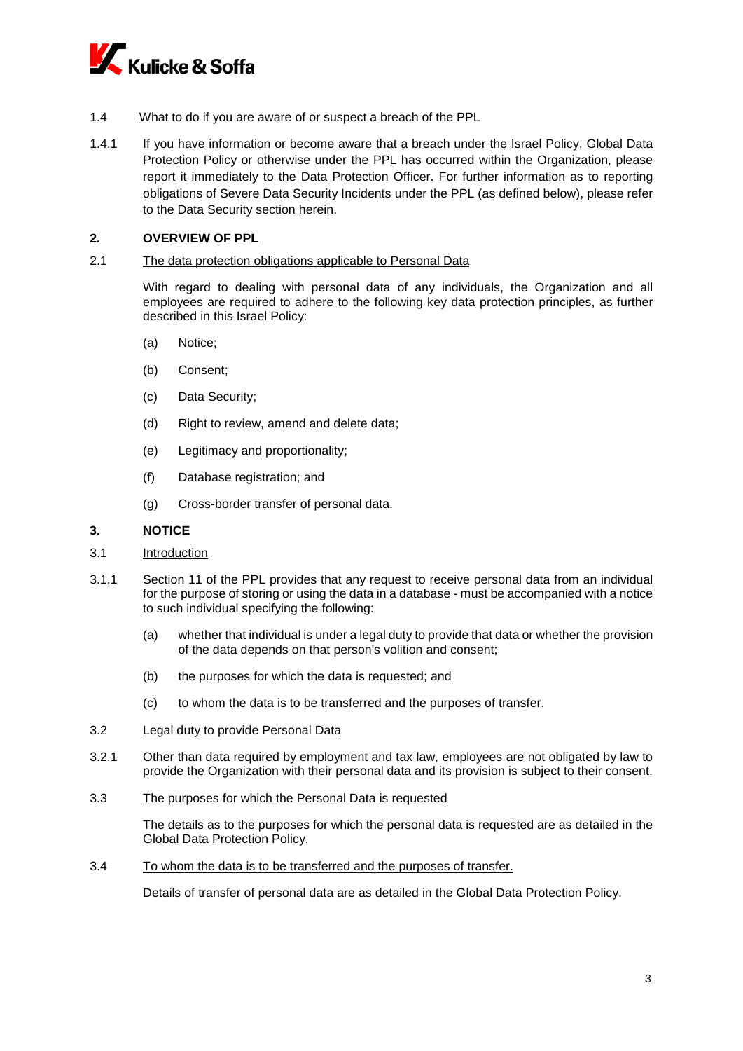1.4 What to do if you are aware of or suspect a breach of the PPL

1.4.1 If you have information or become aware that a breach under the Israel Policy, Global Data Protection Policy or otherwise under the PPL has occurred within the Organization, please report it immediately to the Data Protection Officer. For further information as to reporting obligations of Severe Data Security Incidents under the PPL (as defined below), please refer to the Data Security section herein.

## 2. OVERVIEW OF PPL

2.1 The data protection obligations applicable to Personal Data

With regard to dealing with personal data of any individuals, the Organization and all employees are required to adhere to the following key data protection principles, as further described in this Israel Policy:

(a) Notice;

(b) Consent;

(c) Data Security;

(d) Right to review, amend and delete data;

(e) Legitimacy and proportionality;

(f) Database registration; and

(g) Cross-border transfer of personal data.

## 3. NOTICE

3.1 Introduction

3.1.1 Section 11 of the PPL provides that any request to receive personal data from an individual for the purpose of storing or using the data in a database - must be accompanied with a notice to such individual specifying the following:

(a) whether that individual is under a legal duty to provide that data or whether the provision of the data depends on that person's volition and consent;

(b) the purposes for which the data is requested; and

(c) to whom the data is to be transferred and the purposes of transfer.

3.2 Legal duty to provide Personal Data

3.2.1 Other than data required by employment and tax law, employees are not obligated by law to provide the Organization with their personal data and its provision is subject to their consent.

3.3 The purposes for which the Personal Data is requested

The details as to the purposes for which the personal data is requested are as detailed in the Global Data Protection Policy.

3.4 To whom the data is to be transferred and the purposes of transfer.

Details of transfer of personal data are as detailed in the Global Data Protection Policy.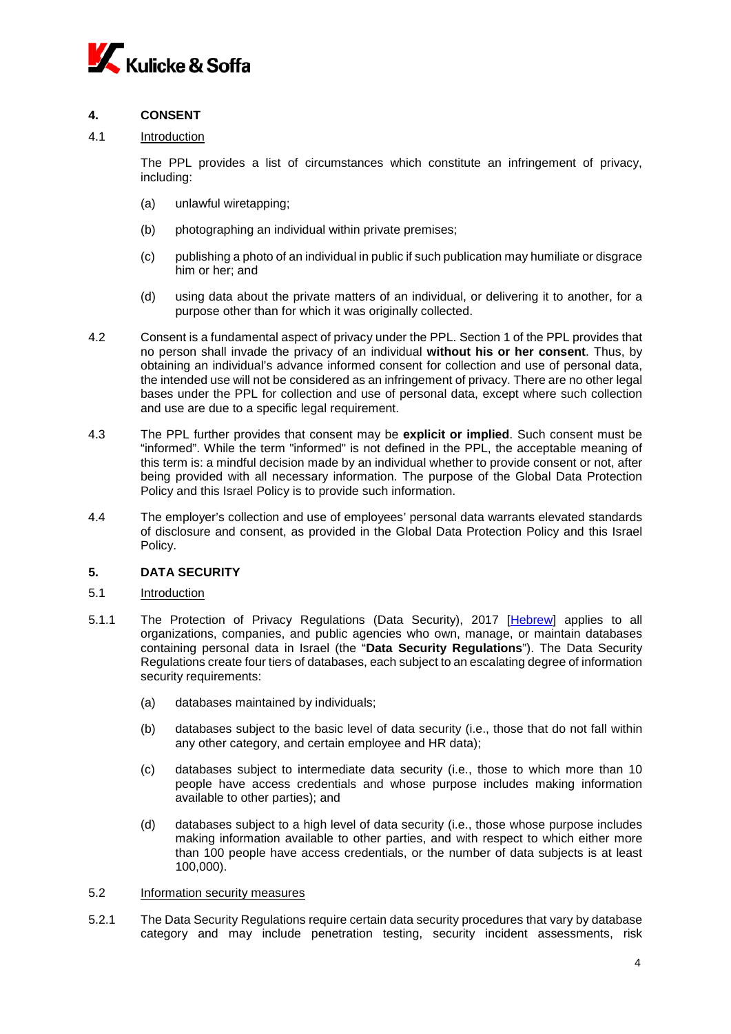## 4. CONSENT

### 4.1 Introduction

The PPL provides a list of circumstances which constitute an infringement of privacy, including:

(a) unlawful wiretapping;

(b) photographing an individual within private premises;

(c) publishing a photo of an individual in public if such publication may humiliate or disgrace him or her; and

(d) using data about the private matters of an individual, or delivering it to another, for a purpose other than for which it was originally collected.

4.2 Consent is a fundamental aspect of privacy under the PPL. Section 1 of the PPL provides that no person shall invade the privacy of an individual **without his or her consent**. Thus, by obtaining an individual's advance informed consent for collection and use of personal data, the intended use will not be considered as an infringement of privacy. There are no other legal bases under the PPL for collection and use of personal data, except where such collection and use are due to a specific legal requirement.

4.3 The PPL further provides that consent may be **explicit or implied**. Such consent must be "informed". While the term "informed" is not defined in the PPL, the acceptable meaning of this term is: a mindful decision made by an individual whether to provide consent or not, after being provided with all necessary information. The purpose of the Global Data Protection Policy and this Israel Policy is to provide such information.

4.4 The employer's collection and use of employees' personal data warrants elevated standards of disclosure and consent, as provided in the Global Data Protection Policy and this Israel Policy.

## 5. DATA SECURITY

### 5.1 Introduction

5.1.1 The Protection of Privacy Regulations (Data Security), 2017 [Hebrew] applies to all organizations, companies, and public agencies who own, manage, or maintain databases containing personal data in Israel (the "**Data Security Regulations**"). The Data Security Regulations create four tiers of databases, each subject to an escalating degree of information security requirements:

(a) databases maintained by individuals;

(b) databases subject to the basic level of data security (i.e., those that do not fall within any other category, and certain employee and HR data);

(c) databases subject to intermediate data security (i.e., those to which more than 10 people have access credentials and whose purpose includes making information available to other parties); and

(d) databases subject to a high level of data security (i.e., those whose purpose includes making information available to other parties, and with respect to which either more than 100 people have access credentials, or the number of data subjects is at least 100,000).

### 5.2 Information security measures

5.2.1 The Data Security Regulations require certain data security procedures that vary by database category and may include penetration testing, security incident assessments, risk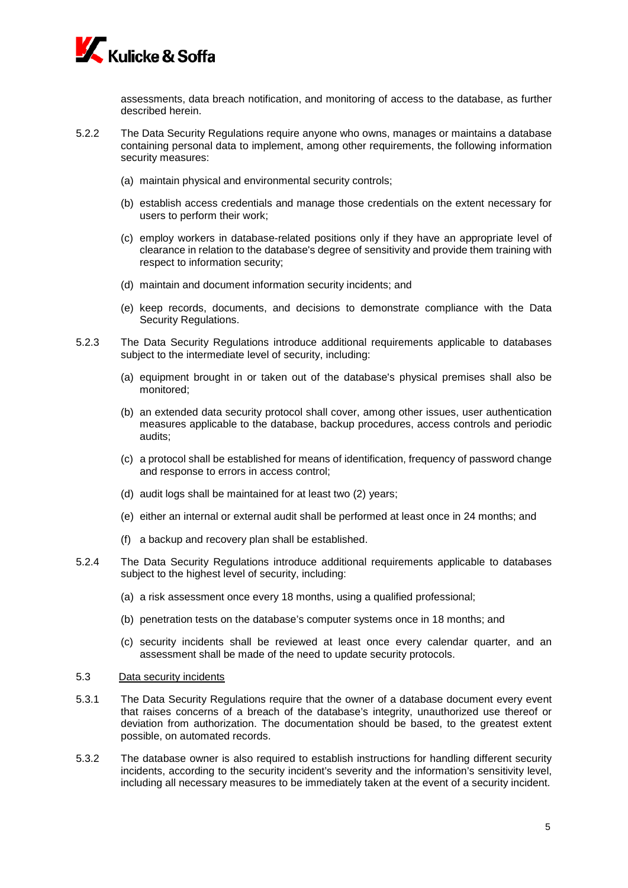assessments, data breach notification, and monitoring of access to the database, as further described herein.

5.2.2 The Data Security Regulations require anyone who owns, manages or maintains a database containing personal data to implement, among other requirements, the following information security measures:

(a) maintain physical and environmental security controls;

(b) establish access credentials and manage those credentials on the extent necessary for users to perform their work;

(c) employ workers in database-related positions only if they have an appropriate level of clearance in relation to the database's degree of sensitivity and provide them training with respect to information security;

(d) maintain and document information security incidents; and

(e) keep records, documents, and decisions to demonstrate compliance with the Data Security Regulations.

5.2.3 The Data Security Regulations introduce additional requirements applicable to databases subject to the intermediate level of security, including:

(a) equipment brought in or taken out of the database's physical premises shall also be monitored;

(b) an extended data security protocol shall cover, among other issues, user authentication measures applicable to the database, backup procedures, access controls and periodic audits;

(c) a protocol shall be established for means of identification, frequency of password change and response to errors in access control;

(d) audit logs shall be maintained for at least two (2) years;

(e) either an internal or external audit shall be performed at least once in 24 months; and

(f) a backup and recovery plan shall be established.

5.2.4 The Data Security Regulations introduce additional requirements applicable to databases subject to the highest level of security, including:

(a) a risk assessment once every 18 months, using a qualified professional;

(b) penetration tests on the database's computer systems once in 18 months; and

(c) security incidents shall be reviewed at least once every calendar quarter, and an assessment shall be made of the need to update security protocols.

5.3 Data security incidents

5.3.1 The Data Security Regulations require that the owner of a database document every event that raises concerns of a breach of the database's integrity, unauthorized use thereof or deviation from authorization. The documentation should be based, to the greatest extent possible, on automated records.

5.3.2 The database owner is also required to establish instructions for handling different security incidents, according to the security incident's severity and the information's sensitivity level, including all necessary measures to be immediately taken at the event of a security incident.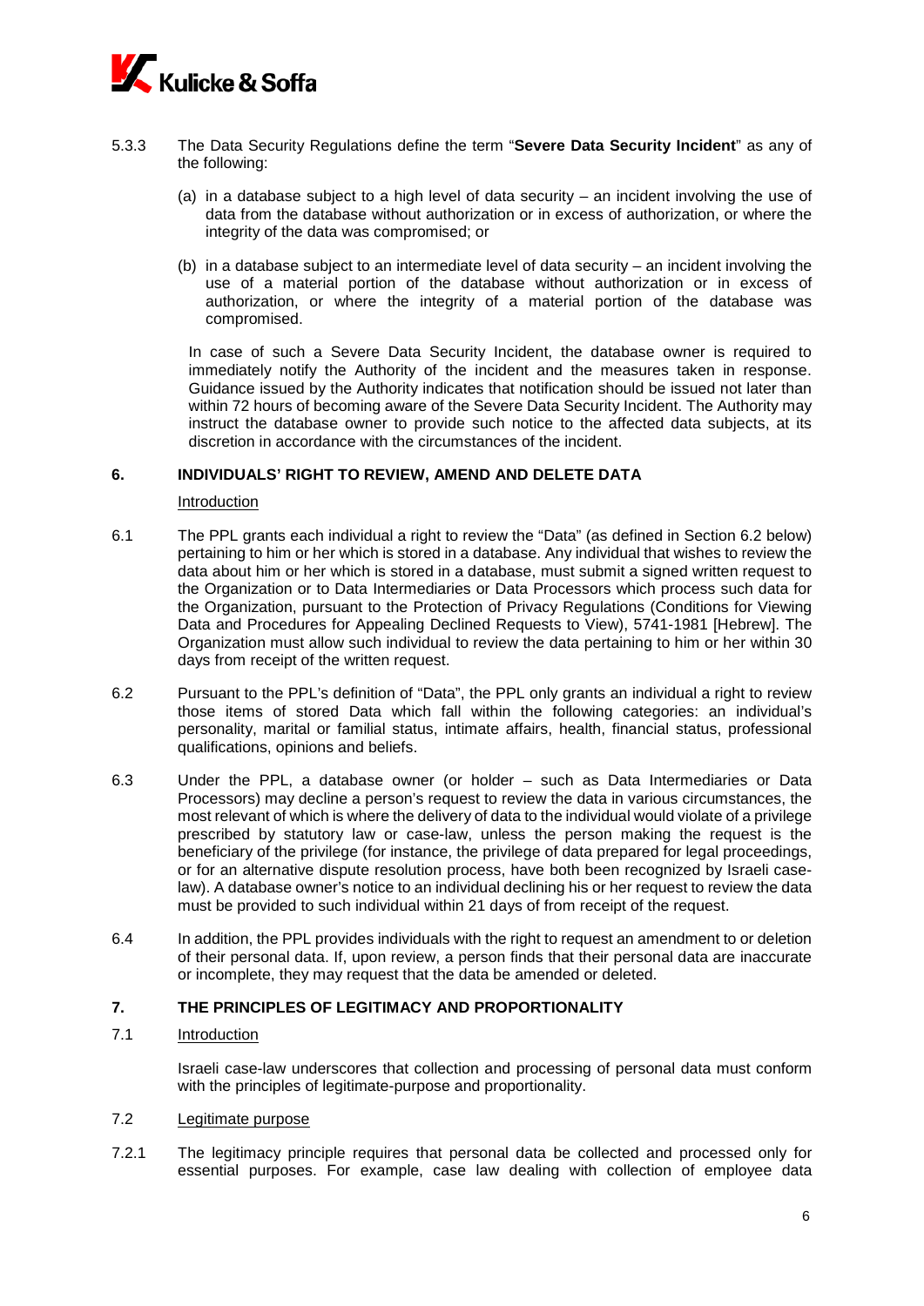5.3.3 The Data Security Regulations define the term "**Severe Data Security Incident**" as any of the following:

(a) in a database subject to a high level of data security – an incident involving the use of data from the database without authorization or in excess of authorization, or where the integrity of the data was compromised; or

(b) in a database subject to an intermediate level of data security – an incident involving the use of a material portion of the database without authorization or in excess of authorization, or where the integrity of a material portion of the database was compromised.

In case of such a Severe Data Security Incident, the database owner is required to immediately notify the Authority of the incident and the measures taken in response. Guidance issued by the Authority indicates that notification should be issued not later than within 72 hours of becoming aware of the Severe Data Security Incident. The Authority may instruct the database owner to provide such notice to the affected data subjects, at its discretion in accordance with the circumstances of the incident.

## 6. INDIVIDUALS' RIGHT TO REVIEW, AMEND AND DELETE DATA

Introduction

6.1 The PPL grants each individual a right to review the "Data" (as defined in Section 6.2 below) pertaining to him or her which is stored in a database. Any individual that wishes to review the data about him or her which is stored in a database, must submit a signed written request to the Organization or to Data Intermediaries or Data Processors which process such data for the Organization, pursuant to the Protection of Privacy Regulations (Conditions for Viewing Data and Procedures for Appealing Declined Requests to View), 5741-1981 [Hebrew]. The Organization must allow such individual to review the data pertaining to him or her within 30 days from receipt of the written request.

6.2 Pursuant to the PPL's definition of "Data", the PPL only grants an individual a right to review those items of stored Data which fall within the following categories: an individual's personality, marital or familial status, intimate affairs, health, financial status, professional qualifications, opinions and beliefs.

6.3 Under the PPL, a database owner (or holder – such as Data Intermediaries or Data Processors) may decline a person's request to review the data in various circumstances, the most relevant of which is where the delivery of data to the individual would violate of a privilege prescribed by statutory law or case-law, unless the person making the request is the beneficiary of the privilege (for instance, the privilege of data prepared for legal proceedings, or for an alternative dispute resolution process, have both been recognized by Israeli case-law). A database owner's notice to an individual declining his or her request to review the data must be provided to such individual within 21 days of from receipt of the request.

6.4 In addition, the PPL provides individuals with the right to request an amendment to or deletion of their personal data. If, upon review, a person finds that their personal data are inaccurate or incomplete, they may request that the data be amended or deleted.

## 7. THE PRINCIPLES OF LEGITIMACY AND PROPORTIONALITY

7.1 Introduction

Israeli case-law underscores that collection and processing of personal data must conform with the principles of legitimate-purpose and proportionality.

7.2 Legitimate purpose

7.2.1 The legitimacy principle requires that personal data be collected and processed only for essential purposes. For example, case law dealing with collection of employee data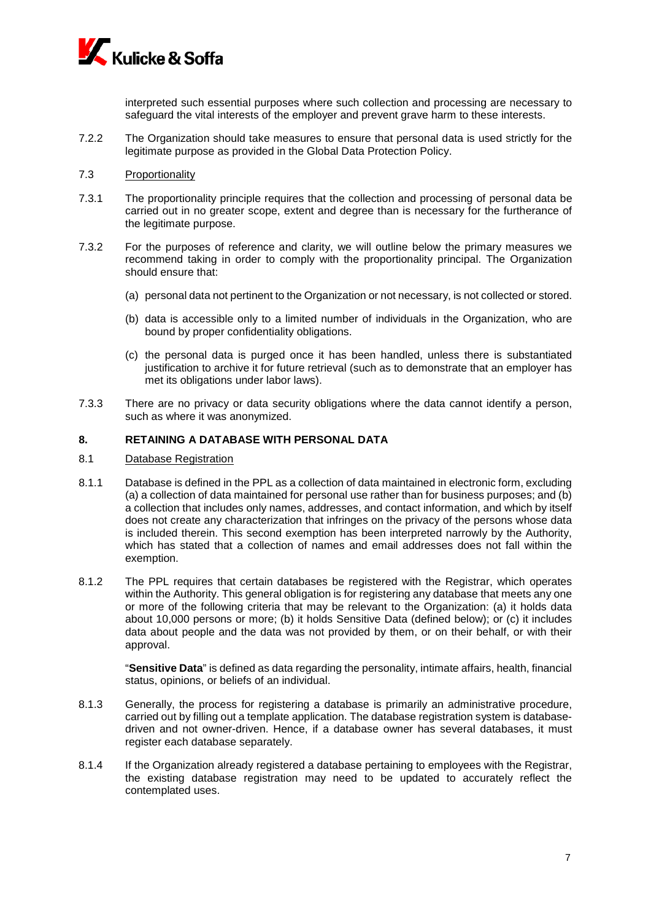interpreted such essential purposes where such collection and processing are necessary to safeguard the vital interests of the employer and prevent grave harm to these interests.

7.2.2 The Organization should take measures to ensure that personal data is used strictly for the legitimate purpose as provided in the Global Data Protection Policy.

7.3 Proportionality

7.3.1 The proportionality principle requires that the collection and processing of personal data be carried out in no greater scope, extent and degree than is necessary for the furtherance of the legitimate purpose.

7.3.2 For the purposes of reference and clarity, we will outline below the primary measures we recommend taking in order to comply with the proportionality principal. The Organization should ensure that:

(a) personal data not pertinent to the Organization or not necessary, is not collected or stored.

(b) data is accessible only to a limited number of individuals in the Organization, who are bound by proper confidentiality obligations.

(c) the personal data is purged once it has been handled, unless there is substantiated justification to archive it for future retrieval (such as to demonstrate that an employer has met its obligations under labor laws).

7.3.3 There are no privacy or data security obligations where the data cannot identify a person, such as where it was anonymized.

## 8. RETAINING A DATABASE WITH PERSONAL DATA

8.1 Database Registration

8.1.1 Database is defined in the PPL as a collection of data maintained in electronic form, excluding (a) a collection of data maintained for personal use rather than for business purposes; and (b) a collection that includes only names, addresses, and contact information, and which by itself does not create any characterization that infringes on the privacy of the persons whose data is included therein. This second exemption has been interpreted narrowly by the Authority, which has stated that a collection of names and email addresses does not fall within the exemption.

8.1.2 The PPL requires that certain databases be registered with the Registrar, which operates within the Authority. This general obligation is for registering any database that meets any one or more of the following criteria that may be relevant to the Organization: (a) it holds data about 10,000 persons or more; (b) it holds Sensitive Data (defined below); or (c) it includes data about people and the data was not provided by them, or on their behalf, or with their approval.

"**Sensitive Data**" is defined as data regarding the personality, intimate affairs, health, financial status, opinions, or beliefs of an individual.

8.1.3 Generally, the process for registering a database is primarily an administrative procedure, carried out by filling out a template application. The database registration system is database-driven and not owner-driven. Hence, if a database owner has several databases, it must register each database separately.

8.1.4 If the Organization already registered a database pertaining to employees with the Registrar, the existing database registration may need to be updated to accurately reflect the contemplated uses.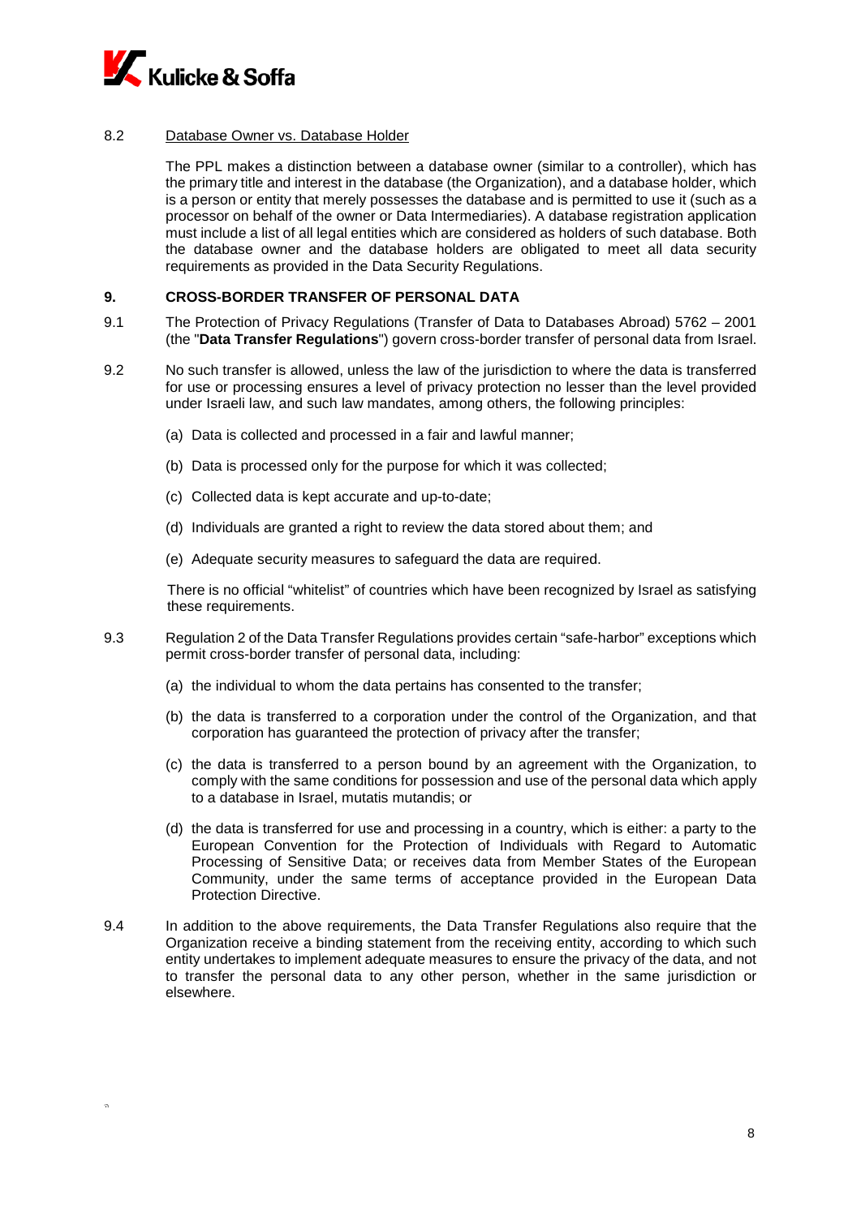8.2 Database Owner vs. Database Holder

The PPL makes a distinction between a database owner (similar to a controller), which has the primary title and interest in the database (the Organization), and a database holder, which is a person or entity that merely possesses the database and is permitted to use it (such as a processor on behalf of the owner or Data Intermediaries). A database registration application must include a list of all legal entities which are considered as holders of such database. Both the database owner and the database holders are obligated to meet all data security requirements as provided in the Data Security Regulations.

## 9. CROSS-BORDER TRANSFER OF PERSONAL DATA

9.1 The Protection of Privacy Regulations (Transfer of Data to Databases Abroad) 5762 – 2001 (the "**Data Transfer Regulations**") govern cross-border transfer of personal data from Israel.

9.2 No such transfer is allowed, unless the law of the jurisdiction to where the data is transferred for use or processing ensures a level of privacy protection no lesser than the level provided under Israeli law, and such law mandates, among others, the following principles:

(a) Data is collected and processed in a fair and lawful manner;

(b) Data is processed only for the purpose for which it was collected;

(c) Collected data is kept accurate and up-to-date;

(d) Individuals are granted a right to review the data stored about them; and

(e) Adequate security measures to safeguard the data are required.

There is no official "whitelist" of countries which have been recognized by Israel as satisfying these requirements.

9.3 Regulation 2 of the Data Transfer Regulations provides certain "safe-harbor" exceptions which permit cross-border transfer of personal data, including:

(a) the individual to whom the data pertains has consented to the transfer;

(b) the data is transferred to a corporation under the control of the Organization, and that corporation has guaranteed the protection of privacy after the transfer;

(c) the data is transferred to a person bound by an agreement with the Organization, to comply with the same conditions for possession and use of the personal data which apply to a database in Israel, mutatis mutandis; or

(d) the data is transferred for use and processing in a country, which is either: a party to the European Convention for the Protection of Individuals with Regard to Automatic Processing of Sensitive Data; or receives data from Member States of the European Community, under the same terms of acceptance provided in the European Data Protection Directive.

9.4 In addition to the above requirements, the Data Transfer Regulations also require that the Organization receive a binding statement from the receiving entity, according to which such entity undertakes to implement adequate measures to ensure the privacy of the data, and not to transfer the personal data to any other person, whether in the same jurisdiction or elsewhere.